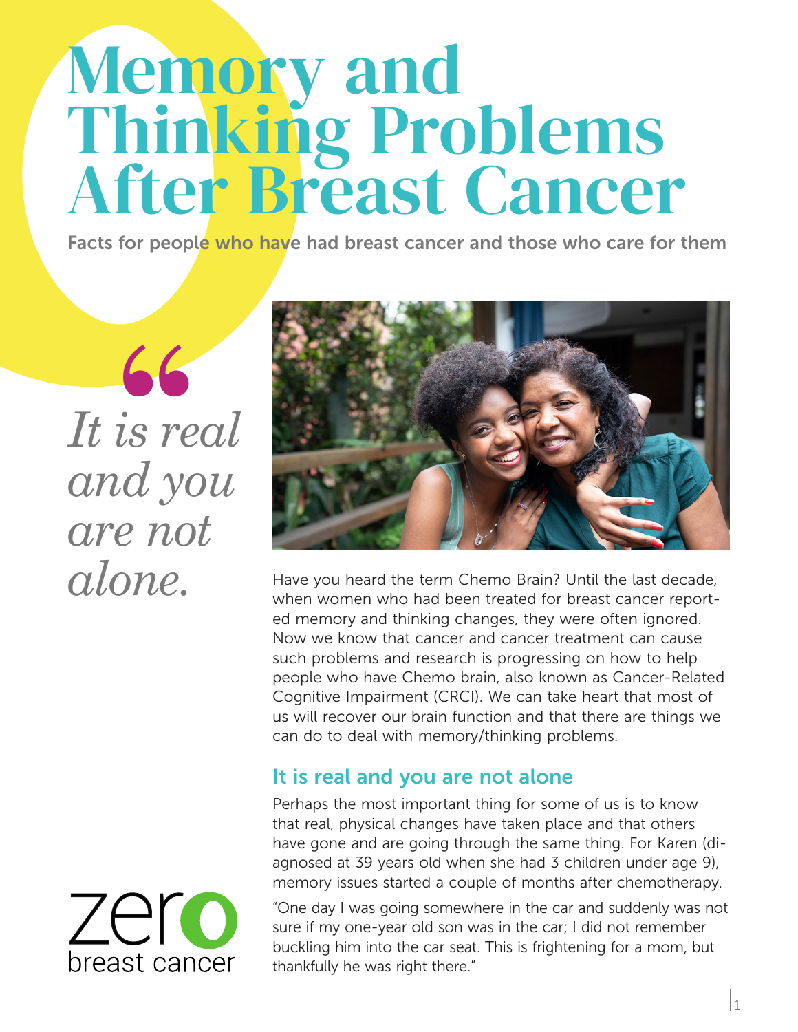# Memory and Thinking Problems After Breast Cancer

**Facts for people who have had breast cancer and those who care for them**

> *It is real and you are not alone.*

Have you heard the term Chemo Brain? Until the last decade, when women who had been treated for breast cancer reported memory and thinking changes, they were often ignored. Now we know that cancer and cancer treatment can cause such problems and research is progressing on how to help people who have Chemo brain, also known as Cancer-Related Cognitive Impairment (CRCI). We can take heart that most of us will recover our brain function and that there are things we can do to deal with memory/thinking problems.

## It is real and you are not alone

Perhaps the most important thing for some of us is to know that real, physical changes have taken place and that others have gone and are going through the same thing. For Karen (diagnosed at 39 years old when she had 3 children under age 9), memory issues started a couple of months after chemotherapy.

"One day I was going somewhere in the car and suddenly was not sure if my one-year old son was in the car; I did not remember buckling him into the car seat. This is frightening for a mom, but thankfully he was right there."

zero breast cancer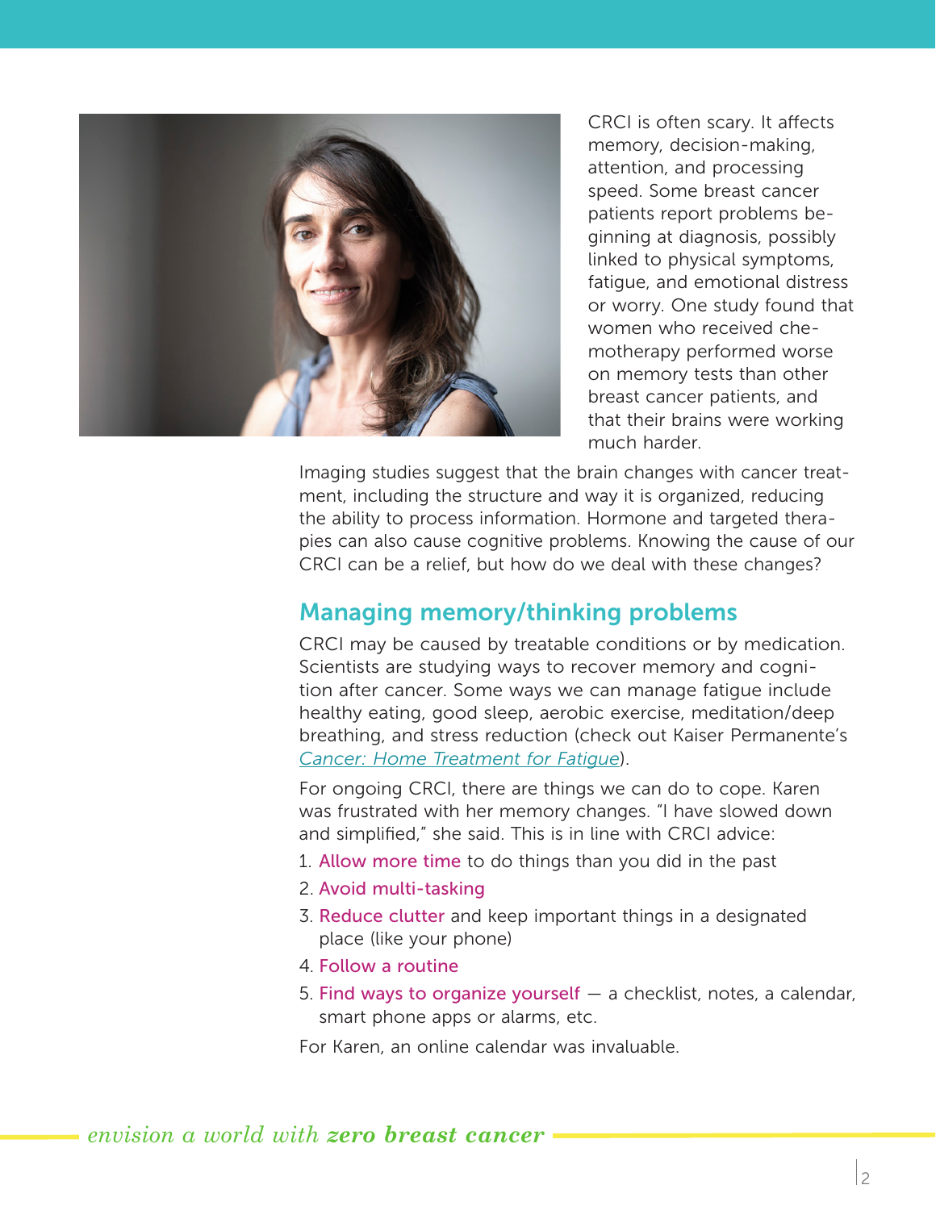CRCI is often scary. It affects memory, decision-making, attention, and processing speed. Some breast cancer patients report problems beginning at diagnosis, possibly linked to physical symptoms, fatigue, and emotional distress or worry. One study found that women who received chemotherapy performed worse on memory tests than other breast cancer patients, and that their brains were working much harder.

Imaging studies suggest that the brain changes with cancer treatment, including the structure and way it is organized, reducing the ability to process information. Hormone and targeted therapies can also cause cognitive problems. Knowing the cause of our CRCI can be a relief, but how do we deal with these changes?

## Managing memory/thinking problems

CRCI may be caused by treatable conditions or by medication. Scientists are studying ways to recover memory and cognition after cancer. Some ways we can manage fatigue include healthy eating, good sleep, aerobic exercise, meditation/deep breathing, and stress reduction (check out Kaiser Permanente's *Cancer: Home Treatment for Fatigue*).

For ongoing CRCI, there are things we can do to cope. Karen was frustrated with her memory changes. "I have slowed down and simplified," she said. This is in line with CRCI advice:

1. **Allow more time** to do things than you did in the past
2. **Avoid multi-tasking**
3. **Reduce clutter** and keep important things in a designated place (like your phone)
4. **Follow a routine**
5. **Find ways to organize yourself** — a checklist, notes, a calendar, smart phone apps or alarms, etc.

For Karen, an online calendar was invaluable.

*envision a world with **zero breast cancer***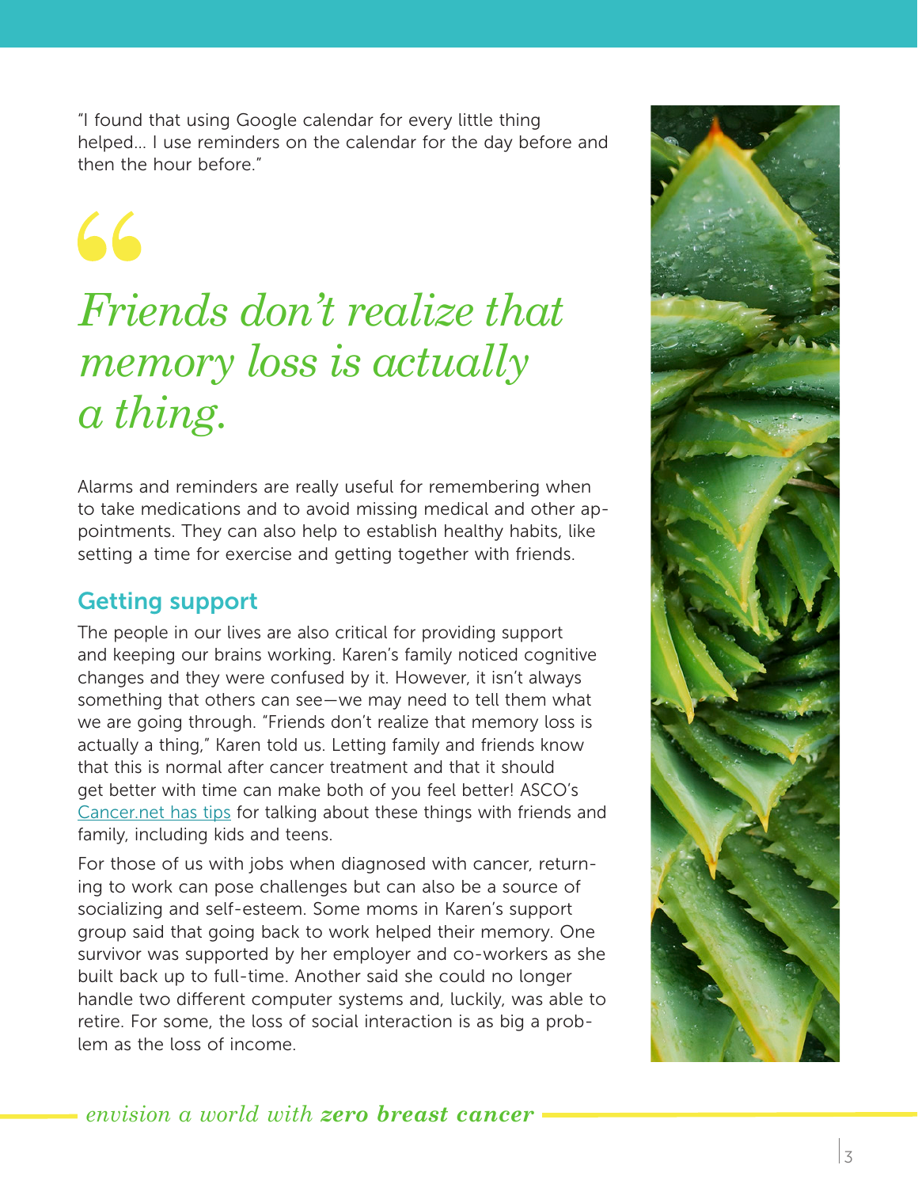"I found that using Google calendar for every little thing helped… I use reminders on the calendar for the day before and then the hour before."

> *Friends don't realize that memory loss is actually a thing.*

Alarms and reminders are really useful for remembering when to take medications and to avoid missing medical and other appointments. They can also help to establish healthy habits, like setting a time for exercise and getting together with friends.

## Getting support

The people in our lives are also critical for providing support and keeping our brains working. Karen's family noticed cognitive changes and they were confused by it. However, it isn't always something that others can see—we may need to tell them what we are going through. "Friends don't realize that memory loss is actually a thing," Karen told us. Letting family and friends know that this is normal after cancer treatment and that it should get better with time can make both of you feel better! ASCO's Cancer.net has tips for talking about these things with friends and family, including kids and teens.

For those of us with jobs when diagnosed with cancer, returning to work can pose challenges but can also be a source of socializing and self-esteem. Some moms in Karen's support group said that going back to work helped their memory. One survivor was supported by her employer and co-workers as she built back up to full-time. Another said she could no longer handle two different computer systems and, luckily, was able to retire. For some, the loss of social interaction is as big a problem as the loss of income.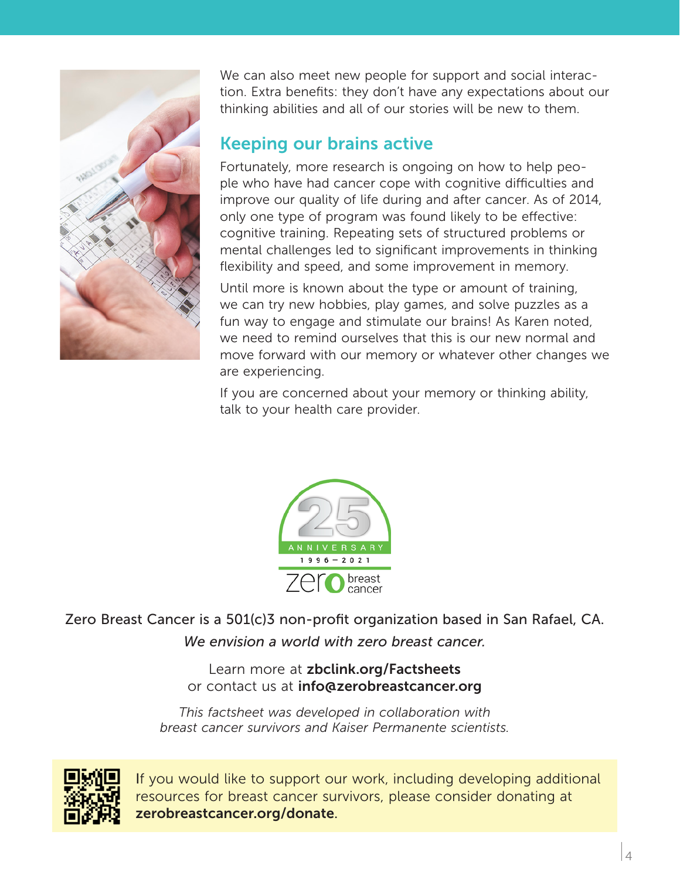We can also meet new people for support and social interaction. Extra benefits: they don't have any expectations about our thinking abilities and all of our stories will be new to them.

## Keeping our brains active

Fortunately, more research is ongoing on how to help people who have had cancer cope with cognitive difficulties and improve our quality of life during and after cancer. As of 2014, only one type of program was found likely to be effective: cognitive training. Repeating sets of structured problems or mental challenges led to significant improvements in thinking flexibility and speed, and some improvement in memory.

Until more is known about the type or amount of training, we can try new hobbies, play games, and solve puzzles as a fun way to engage and stimulate our brains! As Karen noted, we need to remind ourselves that this is our new normal and move forward with our memory or whatever other changes we are experiencing.

If you are concerned about your memory or thinking ability, talk to your health care provider.

25 ANNIVERSARY 1996 – 2021

zero breast cancer

Zero Breast Cancer is a 501(c)3 non-profit organization based in San Rafael, CA.

*We envision a world with zero breast cancer.*

Learn more at **zbclink.org/Factsheets**
or contact us at **info@zerobreastcancer.org**

*This factsheet was developed in collaboration with breast cancer survivors and Kaiser Permanente scientists.*

If you would like to support our work, including developing additional resources for breast cancer survivors, please consider donating at **zerobreastcancer.org/donate**.